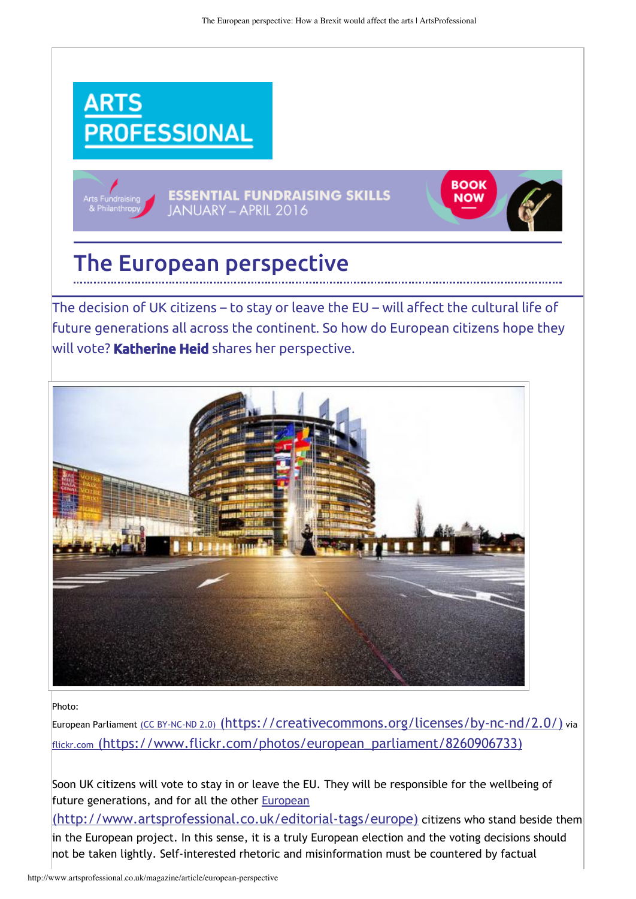ARTS PROFESSIONAL

Arts Fundraising & Philanthropy ESSENTIAL FUNDRAISING SKILLS JANUARY – APRIL 2016 BOOK NOW

# The European perspective

The decision of UK citizens – to stay or leave the EU – will affect the cultural life of future generations all across the continent. So how do European citizens hope they will vote? **Katherine Heid** shares her perspective.

Photo:

European Parliament [CC BY-NC-ND 2.0) (https://creativecommons.org/licenses/by-nc-nd/2.0/) via flickr.com (https://www.flickr.com/photos/european_parliament/8260906733)

Soon UK citizens will vote to stay in or leave the EU. They will be responsible for the wellbeing of future generations, and for all the other European (http://www.artsprofessional.co.uk/editorial-tags/europe) citizens who stand beside them in the European project. In this sense, it is a truly European election and the voting decisions should not be taken lightly. Self-interested rhetoric and misinformation must be countered by factual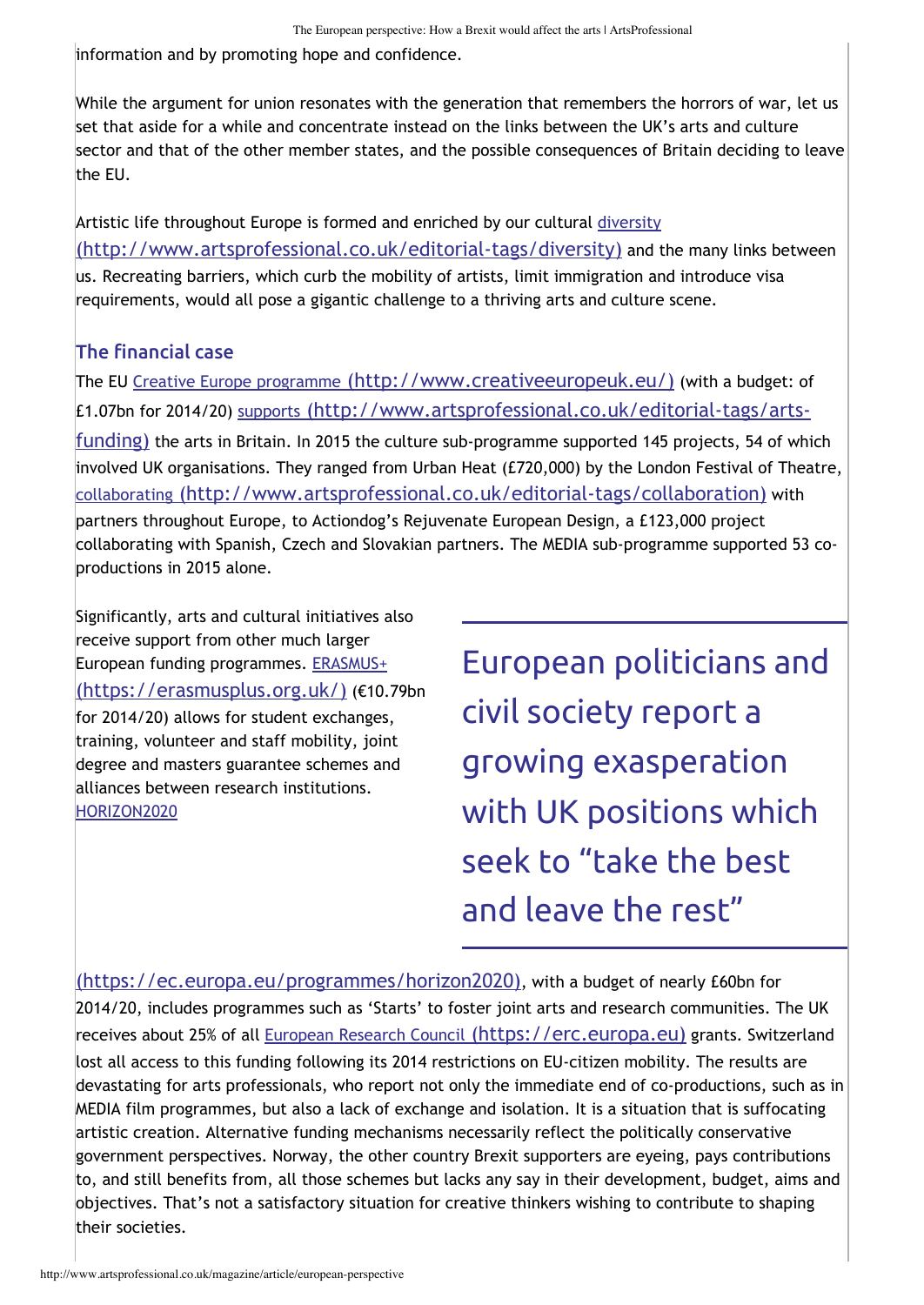information and by promoting hope and confidence.

While the argument for union resonates with the generation that remembers the horrors of war, let us set that aside for a while and concentrate instead on the links between the UK's arts and culture sector and that of the other member states, and the possible consequences of Britain deciding to leave the EU.

Artistic life throughout Europe is formed and enriched by our cultural diversity (http://www.artsprofessional.co.uk/editorial-tags/diversity) and the many links between us. Recreating barriers, which curb the mobility of artists, limit immigration and introduce visa requirements, would all pose a gigantic challenge to a thriving arts and culture scene.

## The financial case

The EU Creative Europe programme (http://www.creativeeuropeuk.eu/) (with a budget: of £1.07bn for 2014/20) supports (http://www.artsprofessional.co.uk/editorial-tags/arts-funding) the arts in Britain. In 2015 the culture sub-programme supported 145 projects, 54 of which involved UK organisations. They ranged from Urban Heat (£720,000) by the London Festival of Theatre, collaborating (http://www.artsprofessional.co.uk/editorial-tags/collaboration) with partners throughout Europe, to Actiondog's Rejuvenate European Design, a £123,000 project collaborating with Spanish, Czech and Slovakian partners. The MEDIA sub-programme supported 53 co-productions in 2015 alone.

Significantly, arts and cultural initiatives also receive support from other much larger European funding programmes. ERASMUS+ (https://erasmusplus.org.uk/) (€10.79bn for 2014/20) allows for student exchanges, training, volunteer and staff mobility, joint degree and masters guarantee schemes and alliances between research institutions. HORIZON2020 (https://ec.europa.eu/programmes/horizon2020), with a budget of nearly £60bn for 2014/20, includes programmes such as 'Starts' to foster joint arts and research communities. The UK receives about 25% of all European Research Council (https://erc.europa.eu) grants. Switzerland lost all access to this funding following its 2014 restrictions on EU-citizen mobility. The results are devastating for arts professionals, who report not only the immediate end of co-productions, such as in MEDIA film programmes, but also a lack of exchange and isolation. It is a situation that is suffocating artistic creation. Alternative funding mechanisms necessarily reflect the politically conservative government perspectives. Norway, the other country Brexit supporters are eyeing, pays contributions to, and still benefits from, all those schemes but lacks any say in their development, budget, aims and objectives. That's not a satisfactory situation for creative thinkers wishing to contribute to shaping their societies.

> European politicians and civil society report a growing exasperation with UK positions which seek to "take the best and leave the rest"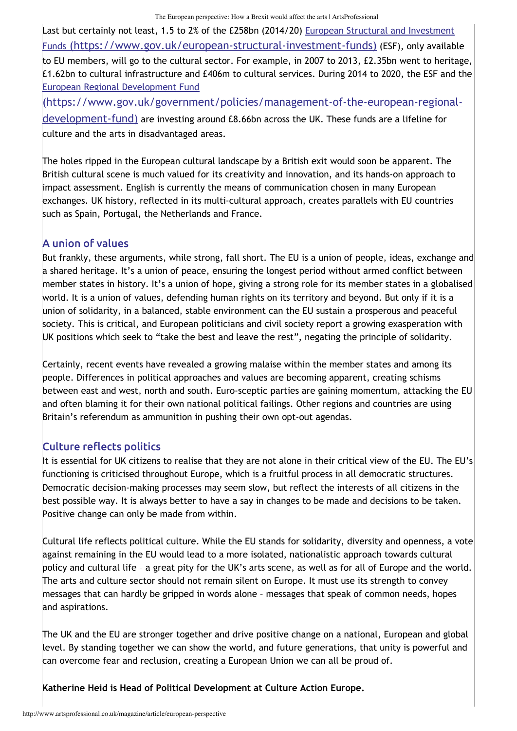Last but certainly not least, 1.5 to 2% of the £258bn (2014/20) [European Structural and Investment Funds (https://www.gov.uk/european-structural-investment-funds)](https://www.gov.uk/european-structural-investment-funds) (ESF), only available to EU members, will go to the cultural sector. For example, in 2007 to 2013, £2.35bn went to heritage, £1.62bn to cultural infrastructure and £406m to cultural services. During 2014 to 2020, the ESF and the [European Regional Development Fund (https://www.gov.uk/government/policies/management-of-the-european-regional-development-fund)](https://www.gov.uk/government/policies/management-of-the-european-regional-development-fund) are investing around £8.66bn across the UK. These funds are a lifeline for culture and the arts in disadvantaged areas.

The holes ripped in the European cultural landscape by a British exit would soon be apparent. The British cultural scene is much valued for its creativity and innovation, and its hands-on approach to impact assessment. English is currently the means of communication chosen in many European exchanges. UK history, reflected in its multi-cultural approach, creates parallels with EU countries such as Spain, Portugal, the Netherlands and France.

## A union of values

But frankly, these arguments, while strong, fall short. The EU is a union of people, ideas, exchange and a shared heritage. It's a union of peace, ensuring the longest period without armed conflict between member states in history. It's a union of hope, giving a strong role for its member states in a globalised world. It is a union of values, defending human rights on its territory and beyond. But only if it is a union of solidarity, in a balanced, stable environment can the EU sustain a prosperous and peaceful society. This is critical, and European politicians and civil society report a growing exasperation with UK positions which seek to "take the best and leave the rest", negating the principle of solidarity.

Certainly, recent events have revealed a growing malaise within the member states and among its people. Differences in political approaches and values are becoming apparent, creating schisms between east and west, north and south. Euro-sceptic parties are gaining momentum, attacking the EU and often blaming it for their own national political failings. Other regions and countries are using Britain's referendum as ammunition in pushing their own opt-out agendas.

## Culture reflects politics

It is essential for UK citizens to realise that they are not alone in their critical view of the EU. The EU's functioning is criticised throughout Europe, which is a fruitful process in all democratic structures. Democratic decision-making processes may seem slow, but reflect the interests of all citizens in the best possible way. It is always better to have a say in changes to be made and decisions to be taken. Positive change can only be made from within.

Cultural life reflects political culture. While the EU stands for solidarity, diversity and openness, a vote against remaining in the EU would lead to a more isolated, nationalistic approach towards cultural policy and cultural life – a great pity for the UK's arts scene, as well as for all of Europe and the world. The arts and culture sector should not remain silent on Europe. It must use its strength to convey messages that can hardly be gripped in words alone – messages that speak of common needs, hopes and aspirations.

The UK and the EU are stronger together and drive positive change on a national, European and global level. By standing together we can show the world, and future generations, that unity is powerful and can overcome fear and reclusion, creating a European Union we can all be proud of.

**Katherine Heid is Head of Political Development at Culture Action Europe.**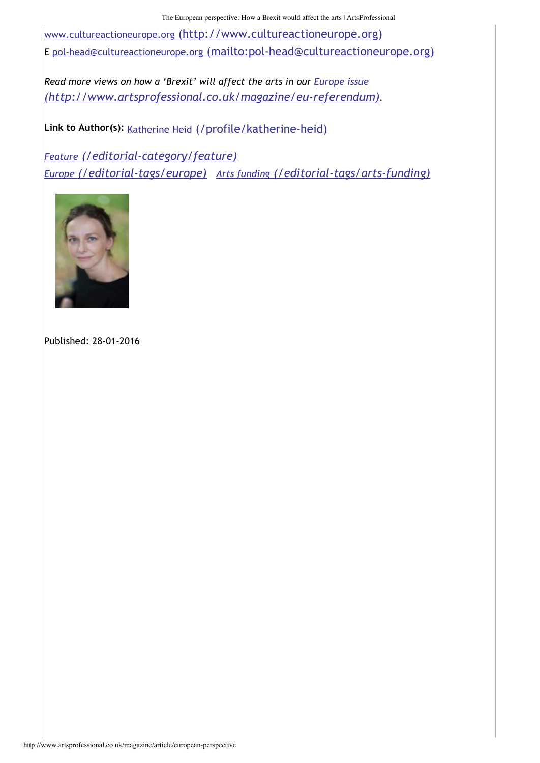www.cultureactioneurope.org (http://www.cultureactioneurope.org)

E pol-head@cultureactioneurope.org (mailto:pol-head@cultureactioneurope.org)

*Read more views on how a 'Brexit' will affect the arts in our Europe issue (http://www.artsprofessional.co.uk/magazine/eu-referendum).*

**Link to Author(s):** Katherine Heid (/profile/katherine-heid)

*Feature (/editorial-category/feature)*
*Europe (/editorial-tags/europe)* *Arts funding (/editorial-tags/arts-funding)*

Published: 28-01-2016